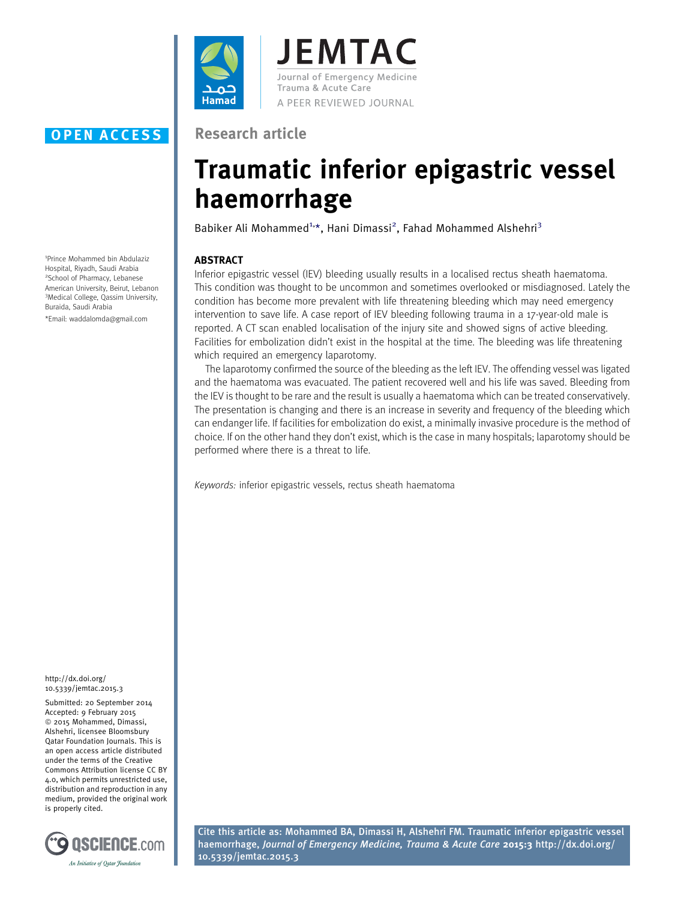**OPEN ACCESS**

Research article

# Traumatic inferior epigastric vessel haemorrhage

Babiker Ali Mohammed[1,*], Hani Dimassi[2], Fahad Mohammed Alshehri[3]

[1]Prince Mohammed bin Abdulaziz Hospital, Riyadh, Saudi Arabia
[2]School of Pharmacy, Lebanese American University, Beirut, Lebanon
[3]Medical College, Qassim University, Buraida, Saudi Arabia

*Email: waddalomda@gmail.com

## ABSTRACT

Inferior epigastric vessel (IEV) bleeding usually results in a localised rectus sheath haematoma. This condition was thought to be uncommon and sometimes overlooked or misdiagnosed. Lately the condition has become more prevalent with life threatening bleeding which may need emergency intervention to save life. A case report of IEV bleeding following trauma in a 17-year-old male is reported. A CT scan enabled localisation of the injury site and showed signs of active bleeding. Facilities for embolization didn't exist in the hospital at the time. The bleeding was life threatening which required an emergency laparotomy.

The laparotomy confirmed the source of the bleeding as the left IEV. The offending vessel was ligated and the haematoma was evacuated. The patient recovered well and his life was saved. Bleeding from the IEV is thought to be rare and the result is usually a haematoma which can be treated conservatively. The presentation is changing and there is an increase in severity and frequency of the bleeding which can endanger life. If facilities for embolization do exist, a minimally invasive procedure is the method of choice. If on the other hand they don't exist, which is the case in many hospitals; laparotomy should be performed where there is a threat to life.

*Keywords:* inferior epigastric vessels, rectus sheath haematoma

http://dx.doi.org/10.5339/jemtac.2015.3

Submitted: 20 September 2014
Accepted: 9 February 2015
© 2015 Mohammed, Dimassi, Alshehri, licensee Bloomsbury Qatar Foundation Journals. This is an open access article distributed under the terms of the Creative Commons Attribution license CC BY 4.0, which permits unrestricted use, distribution and reproduction in any medium, provided the original work is properly cited.

Cite this article as: Mohammed BA, Dimassi H, Alshehri FM. Traumatic inferior epigastric vessel haemorrhage, *Journal of Emergency Medicine, Trauma & Acute Care* **2015:3** http://dx.doi.org/10.5339/jemtac.2015.3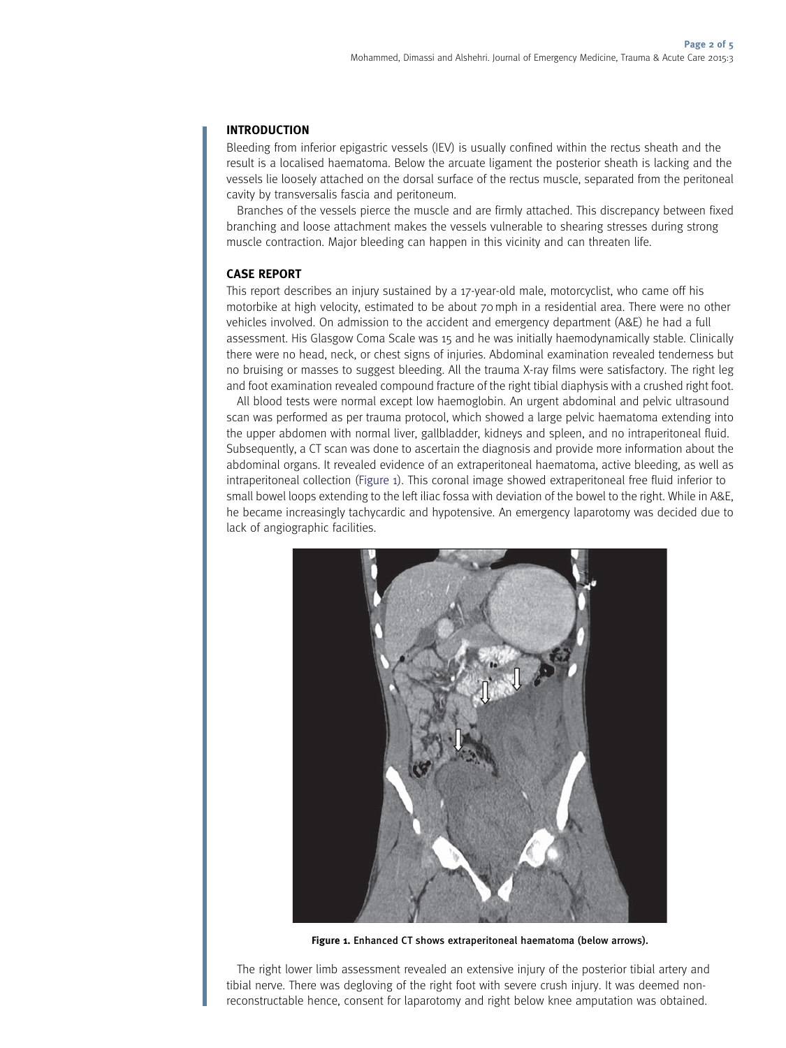## INTRODUCTION

Bleeding from inferior epigastric vessels (IEV) is usually confined within the rectus sheath and the result is a localised haematoma. Below the arcuate ligament the posterior sheath is lacking and the vessels lie loosely attached on the dorsal surface of the rectus muscle, separated from the peritoneal cavity by transversalis fascia and peritoneum.

Branches of the vessels pierce the muscle and are firmly attached. This discrepancy between fixed branching and loose attachment makes the vessels vulnerable to shearing stresses during strong muscle contraction. Major bleeding can happen in this vicinity and can threaten life.

## CASE REPORT

This report describes an injury sustained by a 17-year-old male, motorcyclist, who came off his motorbike at high velocity, estimated to be about 70 mph in a residential area. There were no other vehicles involved. On admission to the accident and emergency department (A&E) he had a full assessment. His Glasgow Coma Scale was 15 and he was initially haemodynamically stable. Clinically there were no head, neck, or chest signs of injuries. Abdominal examination revealed tenderness but no bruising or masses to suggest bleeding. All the trauma X-ray films were satisfactory. The right leg and foot examination revealed compound fracture of the right tibial diaphysis with a crushed right foot.

All blood tests were normal except low haemoglobin. An urgent abdominal and pelvic ultrasound scan was performed as per trauma protocol, which showed a large pelvic haematoma extending into the upper abdomen with normal liver, gallbladder, kidneys and spleen, and no intraperitoneal fluid. Subsequently, a CT scan was done to ascertain the diagnosis and provide more information about the abdominal organs. It revealed evidence of an extraperitoneal haematoma, active bleeding, as well as intraperitoneal collection (Figure 1). This coronal image showed extraperitoneal free fluid inferior to small bowel loops extending to the left iliac fossa with deviation of the bowel to the right. While in A&E, he became increasingly tachycardic and hypotensive. An emergency laparotomy was decided due to lack of angiographic facilities.

**Figure 1.** Enhanced CT shows extraperitoneal haematoma (below arrows).

The right lower limb assessment revealed an extensive injury of the posterior tibial artery and tibial nerve. There was degloving of the right foot with severe crush injury. It was deemed non-reconstructable hence, consent for laparotomy and right below knee amputation was obtained.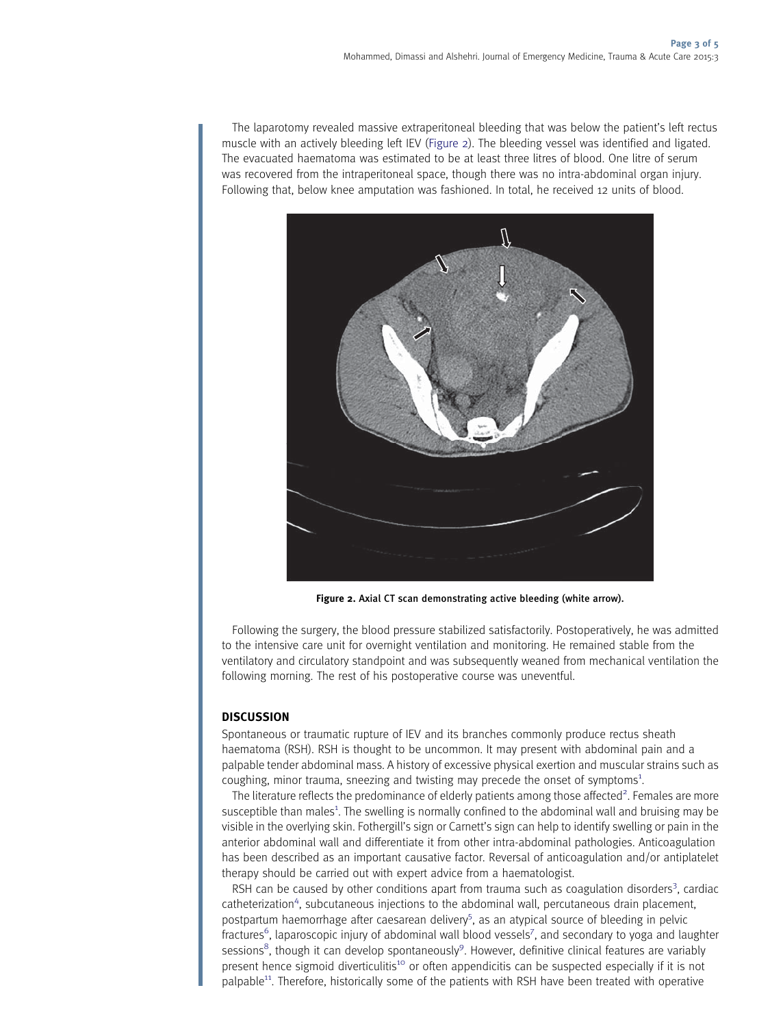The laparotomy revealed massive extraperitoneal bleeding that was below the patient's left rectus muscle with an actively bleeding left IEV (Figure 2). The bleeding vessel was identified and ligated. The evacuated haematoma was estimated to be at least three litres of blood. One litre of serum was recovered from the intraperitoneal space, though there was no intra-abdominal organ injury. Following that, below knee amputation was fashioned. In total, he received 12 units of blood.

**Figure 2.** Axial CT scan demonstrating active bleeding (white arrow).

Following the surgery, the blood pressure stabilized satisfactorily. Postoperatively, he was admitted to the intensive care unit for overnight ventilation and monitoring. He remained stable from the ventilatory and circulatory standpoint and was subsequently weaned from mechanical ventilation the following morning. The rest of his postoperative course was uneventful.

## DISCUSSION

Spontaneous or traumatic rupture of IEV and its branches commonly produce rectus sheath haematoma (RSH). RSH is thought to be uncommon. It may present with abdominal pain and a palpable tender abdominal mass. A history of excessive physical exertion and muscular strains such as coughing, minor trauma, sneezing and twisting may precede the onset of symptoms[1].

The literature reflects the predominance of elderly patients among those affected[2]. Females are more susceptible than males[1]. The swelling is normally confined to the abdominal wall and bruising may be visible in the overlying skin. Fothergill's sign or Carnett's sign can help to identify swelling or pain in the anterior abdominal wall and differentiate it from other intra-abdominal pathologies. Anticoagulation has been described as an important causative factor. Reversal of anticoagulation and/or antiplatelet therapy should be carried out with expert advice from a haematologist.

RSH can be caused by other conditions apart from trauma such as coagulation disorders[3], cardiac catheterization[4], subcutaneous injections to the abdominal wall, percutaneous drain placement, postpartum haemorrhage after caesarean delivery[5], as an atypical source of bleeding in pelvic fractures[6], laparoscopic injury of abdominal wall blood vessels[7], and secondary to yoga and laughter sessions[8], though it can develop spontaneously[9]. However, definitive clinical features are variably present hence sigmoid diverticulitis[10] or often appendicitis can be suspected especially if it is not palpable[11]. Therefore, historically some of the patients with RSH have been treated with operative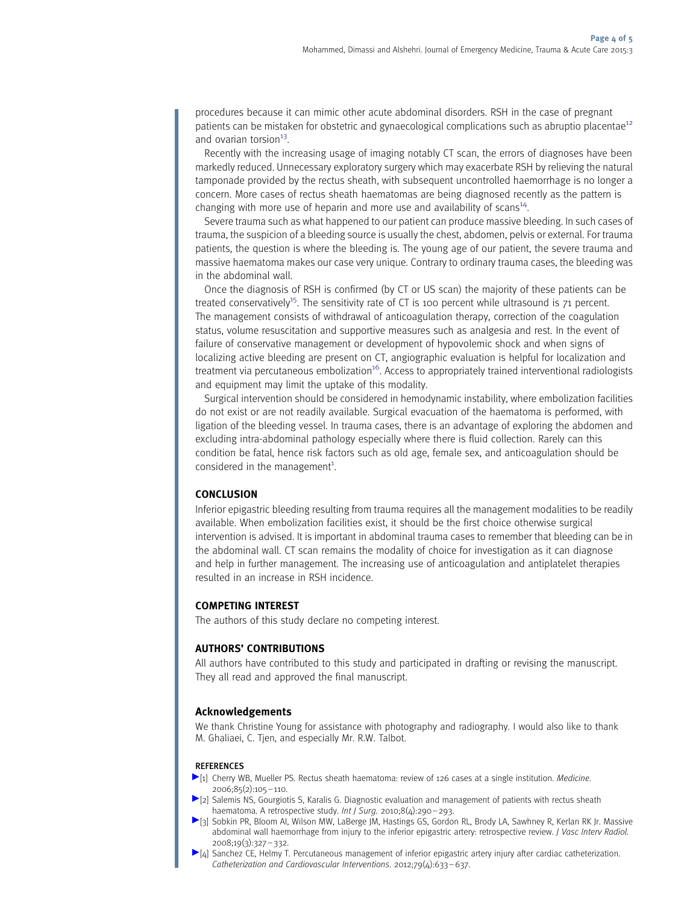procedures because it can mimic other acute abdominal disorders. RSH in the case of pregnant patients can be mistaken for obstetric and gynaecological complications such as abruptio placentae[12] and ovarian torsion[13].

Recently with the increasing usage of imaging notably CT scan, the errors of diagnoses have been markedly reduced. Unnecessary exploratory surgery which may exacerbate RSH by relieving the natural tamponade provided by the rectus sheath, with subsequent uncontrolled haemorrhage is no longer a concern. More cases of rectus sheath haematomas are being diagnosed recently as the pattern is changing with more use of heparin and more use and availability of scans[14].

Severe trauma such as what happened to our patient can produce massive bleeding. In such cases of trauma, the suspicion of a bleeding source is usually the chest, abdomen, pelvis or external. For trauma patients, the question is where the bleeding is. The young age of our patient, the severe trauma and massive haematoma makes our case very unique. Contrary to ordinary trauma cases, the bleeding was in the abdominal wall.

Once the diagnosis of RSH is confirmed (by CT or US scan) the majority of these patients can be treated conservatively[15]. The sensitivity rate of CT is 100 percent while ultrasound is 71 percent. The management consists of withdrawal of anticoagulation therapy, correction of the coagulation status, volume resuscitation and supportive measures such as analgesia and rest. In the event of failure of conservative management or development of hypovolemic shock and when signs of localizing active bleeding are present on CT, angiographic evaluation is helpful for localization and treatment via percutaneous embolization[16]. Access to appropriately trained interventional radiologists and equipment may limit the uptake of this modality.

Surgical intervention should be considered in hemodynamic instability, where embolization facilities do not exist or are not readily available. Surgical evacuation of the haematoma is performed, with ligation of the bleeding vessel. In trauma cases, there is an advantage of exploring the abdomen and excluding intra-abdominal pathology especially where there is fluid collection. Rarely can this condition be fatal, hence risk factors such as old age, female sex, and anticoagulation should be considered in the management[1].

## CONCLUSION

Inferior epigastric bleeding resulting from trauma requires all the management modalities to be readily available. When embolization facilities exist, it should be the first choice otherwise surgical intervention is advised. It is important in abdominal trauma cases to remember that bleeding can be in the abdominal wall. CT scan remains the modality of choice for investigation as it can diagnose and help in further management. The increasing use of anticoagulation and antiplatelet therapies resulted in an increase in RSH incidence.

## COMPETING INTEREST

The authors of this study declare no competing interest.

## AUTHORS' CONTRIBUTIONS

All authors have contributed to this study and participated in drafting or revising the manuscript. They all read and approved the final manuscript.

## Acknowledgements

We thank Christine Young for assistance with photography and radiography. I would also like to thank M. Ghaliaei, C. Tjen, and especially Mr. R.W. Talbot.

## REFERENCES

[1] Cherry WB, Mueller PS. Rectus sheath haematoma: review of 126 cases at a single institution. *Medicine*. 2006;85(2):105–110.

[2] Salemis NS, Gourgiotis S, Karalis G. Diagnostic evaluation and management of patients with rectus sheath haematoma. A retrospective study. *Int J Surg*. 2010;8(4):290–293.

[3] Sobkin PR, Bloom AI, Wilson MW, LaBerge JM, Hastings GS, Gordon RL, Brody LA, Sawhney R, Kerlan RK Jr. Massive abdominal wall haemorrhage from injury to the inferior epigastric artery: retrospective review. *J Vasc Interv Radiol*. 2008;19(3):327–332.

[4] Sanchez CE, Helmy T. Percutaneous management of inferior epigastric artery injury after cardiac catheterization. *Catheterization and Cardiovascular Interventions*. 2012;79(4):633–637.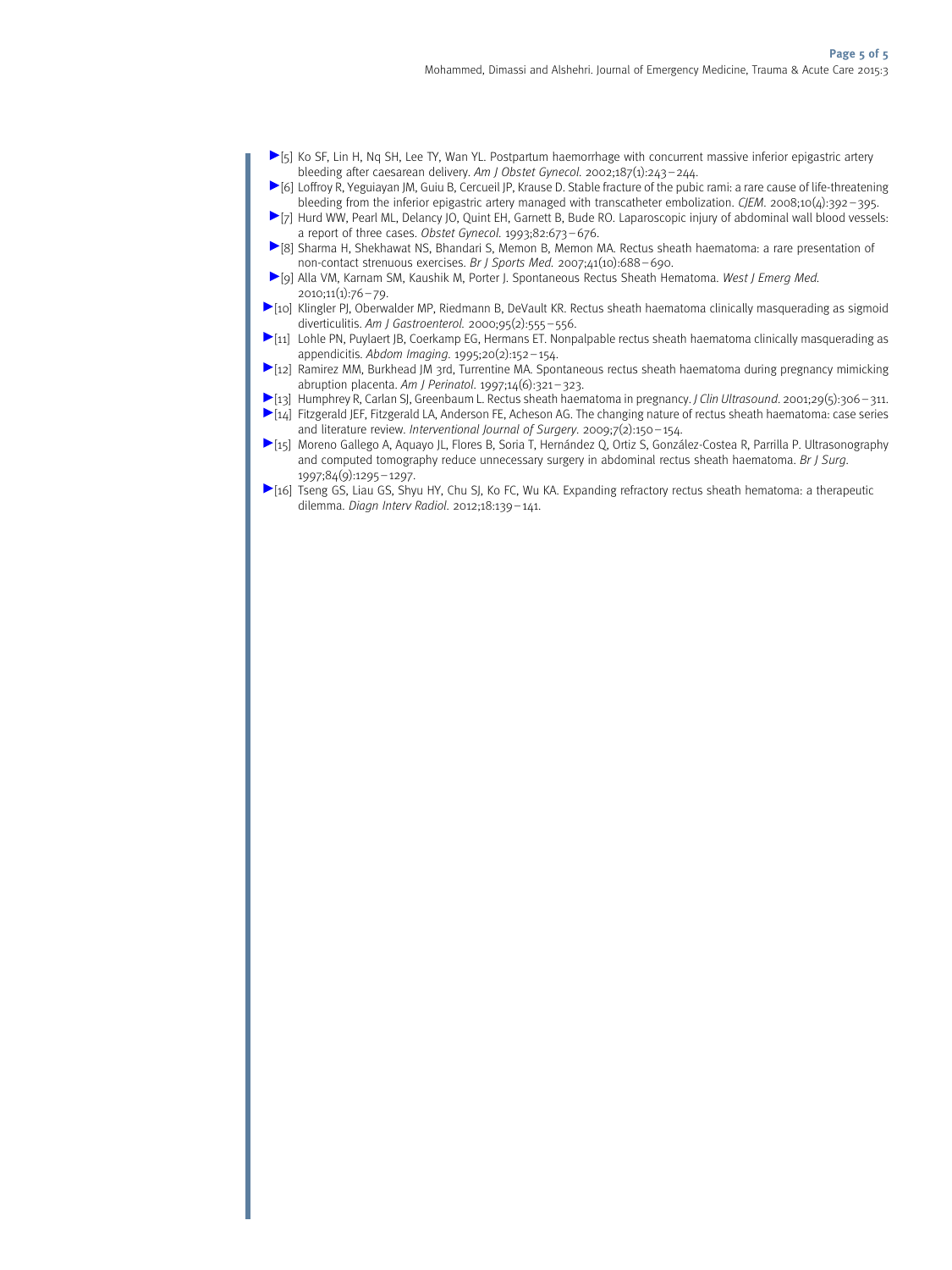[5] Ko SF, Lin H, Nq SH, Lee TY, Wan YL. Postpartum haemorrhage with concurrent massive inferior epigastric artery bleeding after caesarean delivery. *Am J Obstet Gynecol.* 2002;187(1):243–244.

[6] Loffroy R, Yeguiayan JM, Guiu B, Cercueil JP, Krause D. Stable fracture of the pubic rami: a rare cause of life-threatening bleeding from the inferior epigastric artery managed with transcatheter embolization. *CJEM.* 2008;10(4):392–395.

[7] Hurd WW, Pearl ML, Delancy JO, Quint EH, Garnett B, Bude RO. Laparoscopic injury of abdominal wall blood vessels: a report of three cases. *Obstet Gynecol.* 1993;82:673–676.

[8] Sharma H, Shekhawat NS, Bhandari S, Memon B, Memon MA. Rectus sheath haematoma: a rare presentation of non-contact strenuous exercises. *Br J Sports Med.* 2007;41(10):688–690.

[9] Alla VM, Karnam SM, Kaushik M, Porter J. Spontaneous Rectus Sheath Hematoma. *West J Emerg Med.* 2010;11(1):76–79.

[10] Klingler PJ, Oberwalder MP, Riedmann B, DeVault KR. Rectus sheath haematoma clinically masquerading as sigmoid diverticulitis. *Am J Gastroenterol.* 2000;95(2):555–556.

[11] Lohle PN, Puylaert JB, Coerkamp EG, Hermans ET. Nonpalpable rectus sheath haematoma clinically masquerading as appendicitis. *Abdom Imaging.* 1995;20(2):152–154.

[12] Ramirez MM, Burkhead JM 3rd, Turrentine MA. Spontaneous rectus sheath haematoma during pregnancy mimicking abruption placenta. *Am J Perinatol.* 1997;14(6):321–323.

[13] Humphrey R, Carlan SJ, Greenbaum L. Rectus sheath haematoma in pregnancy. *J Clin Ultrasound.* 2001;29(5):306–311.

[14] Fitzgerald JEF, Fitzgerald LA, Anderson FE, Acheson AG. The changing nature of rectus sheath haematoma: case series and literature review. *Interventional Journal of Surgery.* 2009;7(2):150–154.

[15] Moreno Gallego A, Aquayo JL, Flores B, Soria T, Hernández Q, Ortiz S, González-Costea R, Parrilla P. Ultrasonography and computed tomography reduce unnecessary surgery in abdominal rectus sheath haematoma. *Br J Surg.* 1997;84(9):1295–1297.

[16] Tseng GS, Liau GS, Shyu HY, Chu SJ, Ko FC, Wu KA. Expanding refractory rectus sheath hematoma: a therapeutic dilemma. *Diagn Interv Radiol.* 2012;18:139–141.